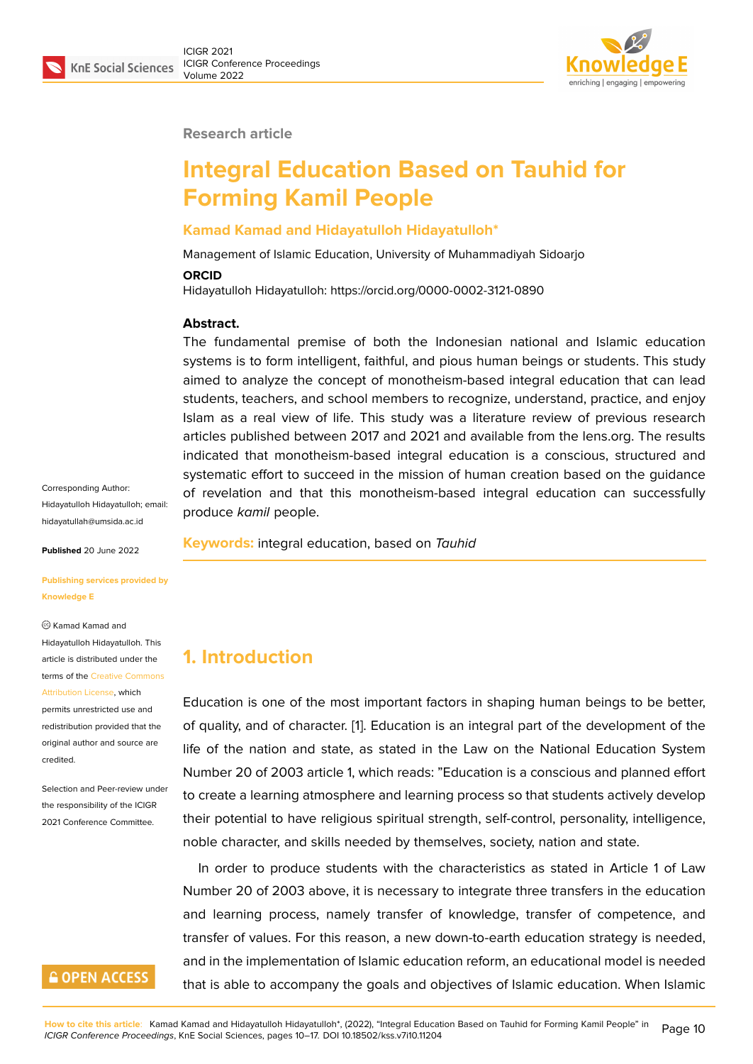Research article

# Integral Education Based on Tauhid for Forming Kamil People

**Kamad Kamad and Hidayatulloh Hidayatulloh***

Management of Islamic Education, University of Muhammadiyah Sidoarjo

**ORCID**

Hidayatulloh Hidayatulloh: https://orcid.org/0000-0002-3121-0890

**Abstract.**

The fundamental premise of both the Indonesian national and Islamic education systems is to form intelligent, faithful, and pious human beings or students. This study aimed to analyze the concept of monotheism-based integral education that can lead students, teachers, and school members to recognize, understand, practice, and enjoy Islam as a real view of life. This study was a literature review of previous research articles published between 2017 and 2021 and available from the lens.org. The results indicated that monotheism-based integral education is a conscious, structured and systematic effort to succeed in the mission of human creation based on the guidance of revelation and that this monotheism-based integral education can successfully produce *kamil* people.

**Keywords:** integral education, based on *Tauhid*

Corresponding Author: Hidayatulloh Hidayatulloh; email: hidayatullah@umsida.ac.id

**Published** 20 June 2022

**Publishing services provided by Knowledge E**

© Kamad Kamad and Hidayatulloh Hidayatulloh. This article is distributed under the terms of the Creative Commons Attribution License, which permits unrestricted use and redistribution provided that the original author and source are credited.

Selection and Peer-review under the responsibility of the ICIGR 2021 Conference Committee.

## 1. Introduction

Education is one of the most important factors in shaping human beings to be better, of quality, and of character. [1]. Education is an integral part of the development of the life of the nation and state, as stated in the Law on the National Education System Number 20 of 2003 article 1, which reads: "Education is a conscious and planned effort to create a learning atmosphere and learning process so that students actively develop their potential to have religious spiritual strength, self-control, personality, intelligence, noble character, and skills needed by themselves, society, nation and state.

In order to produce students with the characteristics as stated in Article 1 of Law Number 20 of 2003 above, it is necessary to integrate three transfers in the education and learning process, namely transfer of knowledge, transfer of competence, and transfer of values. For this reason, a new down-to-earth education strategy is needed, and in the implementation of Islamic education reform, an educational model is needed that is able to accompany the goals and objectives of Islamic education. When Islamic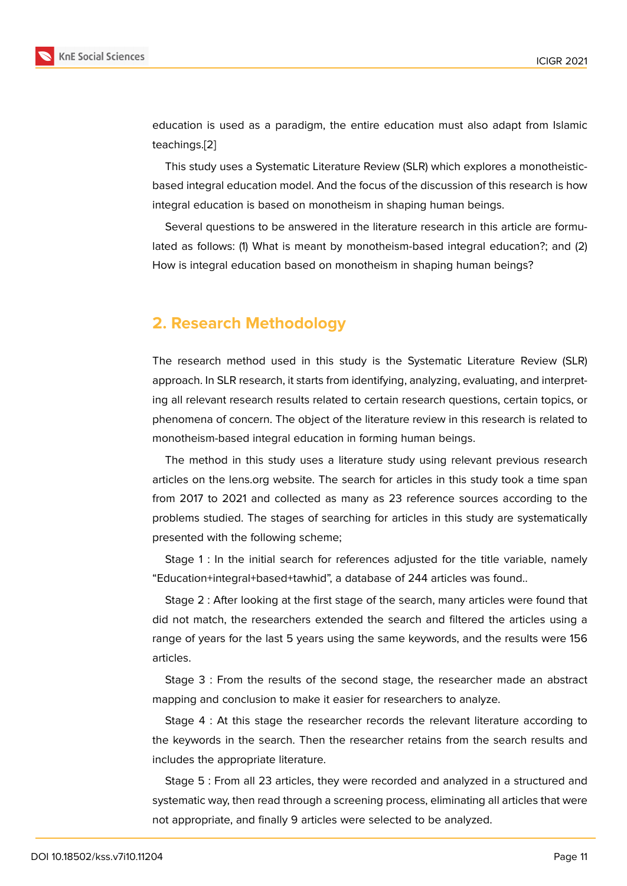education is used as a paradigm, the entire education must also adapt from Islamic teachings.[2]

This study uses a Systematic Literature Review (SLR) which explores a monotheistic-based integral education model. And the focus of the discussion of this research is how integral education is based on monotheism in shaping human beings.

Several questions to be answered in the literature research in this article are formulated as follows: (1) What is meant by monotheism-based integral education?; and (2) How is integral education based on monotheism in shaping human beings?

## 2. Research Methodology

The research method used in this study is the Systematic Literature Review (SLR) approach. In SLR research, it starts from identifying, analyzing, evaluating, and interpreting all relevant research results related to certain research questions, certain topics, or phenomena of concern. The object of the literature review in this research is related to monotheism-based integral education in forming human beings.

The method in this study uses a literature study using relevant previous research articles on the lens.org website. The search for articles in this study took a time span from 2017 to 2021 and collected as many as 23 reference sources according to the problems studied. The stages of searching for articles in this study are systematically presented with the following scheme;

Stage 1 : In the initial search for references adjusted for the title variable, namely "Education+integral+based+tawhid", a database of 244 articles was found..

Stage 2 : After looking at the first stage of the search, many articles were found that did not match, the researchers extended the search and filtered the articles using a range of years for the last 5 years using the same keywords, and the results were 156 articles.

Stage 3 : From the results of the second stage, the researcher made an abstract mapping and conclusion to make it easier for researchers to analyze.

Stage 4 : At this stage the researcher records the relevant literature according to the keywords in the search. Then the researcher retains from the search results and includes the appropriate literature.

Stage 5 : From all 23 articles, they were recorded and analyzed in a structured and systematic way, then read through a screening process, eliminating all articles that were not appropriate, and finally 9 articles were selected to be analyzed.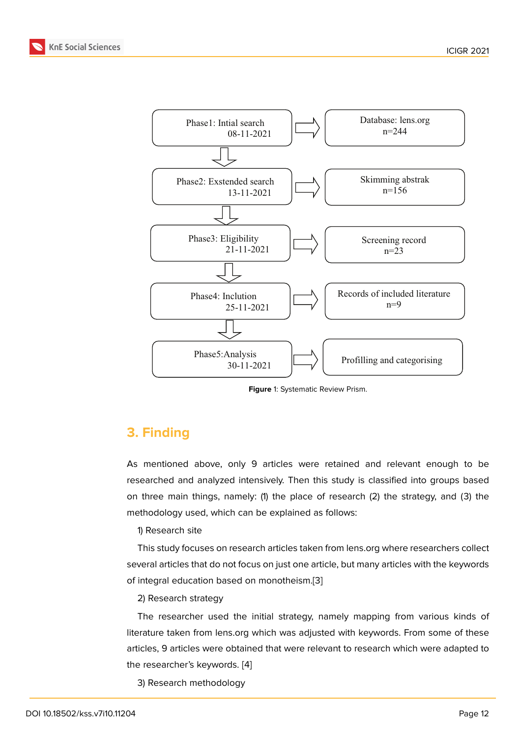Phase1: Intial search 08-11-2021 → Database: lens.org n=244

Phase2: Exstended search 13-11-2021 → Skimming abstrak n=156

Phase3: Eligibility 21-11-2021 → Screening record n=23

Phase4: Inclution 25-11-2021 → Records of included literature n=9

Phase5:Analysis 30-11-2021 → Profilling and categorising

**Figure** 1: Systematic Review Prism.

## 3. Finding

As mentioned above, only 9 articles were retained and relevant enough to be researched and analyzed intensively. Then this study is classified into groups based on three main things, namely: (1) the place of research (2) the strategy, and (3) the methodology used, which can be explained as follows:

1) Research site

This study focuses on research articles taken from lens.org where researchers collect several articles that do not focus on just one article, but many articles with the keywords of integral education based on monotheism.[3]

2) Research strategy

The researcher used the initial strategy, namely mapping from various kinds of literature taken from lens.org which was adjusted with keywords. From some of these articles, 9 articles were obtained that were relevant to research which were adapted to the researcher's keywords. [4]

3) Research methodology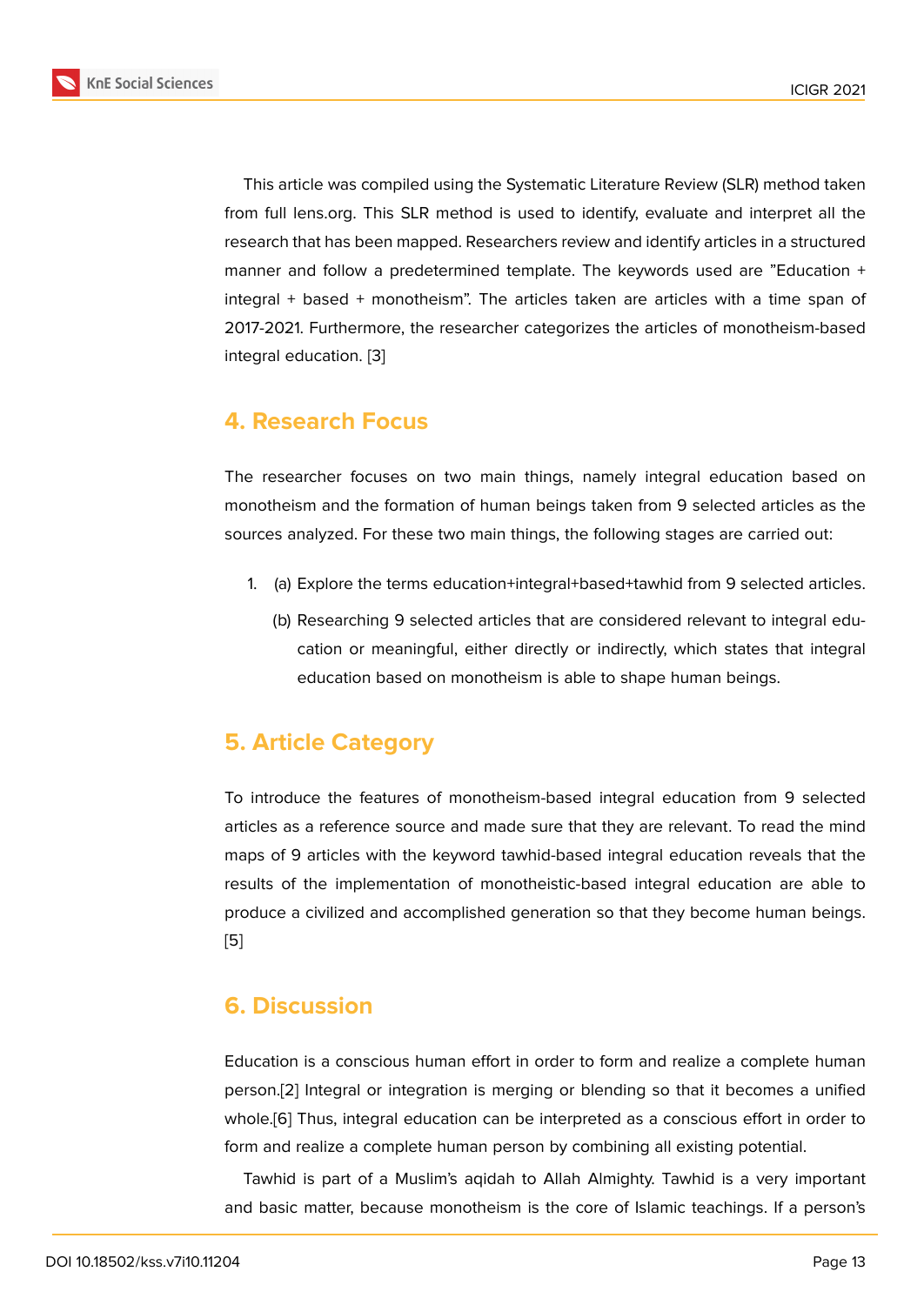This article was compiled using the Systematic Literature Review (SLR) method taken from full lens.org. This SLR method is used to identify, evaluate and interpret all the research that has been mapped. Researchers review and identify articles in a structured manner and follow a predetermined template. The keywords used are "Education + integral + based + monotheism". The articles taken are articles with a time span of 2017-2021. Furthermore, the researcher categorizes the articles of monotheism-based integral education. [3]

## 4. Research Focus

The researcher focuses on two main things, namely integral education based on monotheism and the formation of human beings taken from 9 selected articles as the sources analyzed. For these two main things, the following stages are carried out:

1. (a) Explore the terms education+integral+based+tawhid from 9 selected articles.

   (b) Researching 9 selected articles that are considered relevant to integral education or meaningful, either directly or indirectly, which states that integral education based on monotheism is able to shape human beings.

## 5. Article Category

To introduce the features of monotheism-based integral education from 9 selected articles as a reference source and made sure that they are relevant. To read the mind maps of 9 articles with the keyword tawhid-based integral education reveals that the results of the implementation of monotheistic-based integral education are able to produce a civilized and accomplished generation so that they become human beings. [5]

## 6. Discussion

Education is a conscious human effort in order to form and realize a complete human person.[2] Integral or integration is merging or blending so that it becomes a unified whole.[6] Thus, integral education can be interpreted as a conscious effort in order to form and realize a complete human person by combining all existing potential.

Tawhid is part of a Muslim's aqidah to Allah Almighty. Tawhid is a very important and basic matter, because monotheism is the core of Islamic teachings. If a person's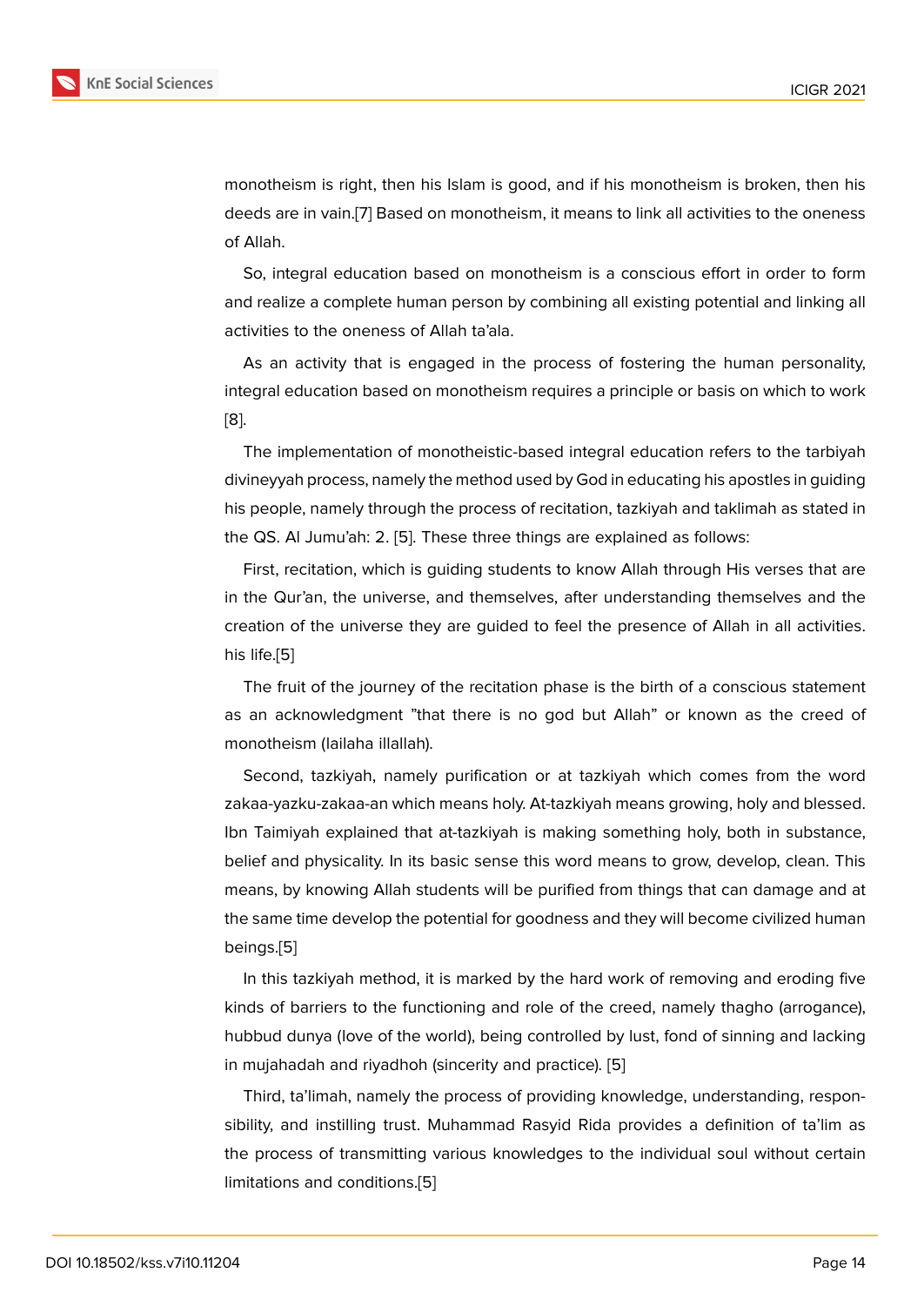monotheism is right, then his Islam is good, and if his monotheism is broken, then his deeds are in vain.[7] Based on monotheism, it means to link all activities to the oneness of Allah.

So, integral education based on monotheism is a conscious effort in order to form and realize a complete human person by combining all existing potential and linking all activities to the oneness of Allah ta'ala.

As an activity that is engaged in the process of fostering the human personality, integral education based on monotheism requires a principle or basis on which to work [8].

The implementation of monotheistic-based integral education refers to the tarbiyah divineyyah process, namely the method used by God in educating his apostles in guiding his people, namely through the process of recitation, tazkiyah and taklimah as stated in the QS. Al Jumu'ah: 2. [5]. These three things are explained as follows:

First, recitation, which is guiding students to know Allah through His verses that are in the Qur'an, the universe, and themselves, after understanding themselves and the creation of the universe they are guided to feel the presence of Allah in all activities. his life.[5]

The fruit of the journey of the recitation phase is the birth of a conscious statement as an acknowledgment "that there is no god but Allah" or known as the creed of monotheism (lailaha illallah).

Second, tazkiyah, namely purification or at tazkiyah which comes from the word zakaa-yazku-zakaa-an which means holy. At-tazkiyah means growing, holy and blessed. Ibn Taimiyah explained that at-tazkiyah is making something holy, both in substance, belief and physicality. In its basic sense this word means to grow, develop, clean. This means, by knowing Allah students will be purified from things that can damage and at the same time develop the potential for goodness and they will become civilized human beings.[5]

In this tazkiyah method, it is marked by the hard work of removing and eroding five kinds of barriers to the functioning and role of the creed, namely thagho (arrogance), hubbud dunya (love of the world), being controlled by lust, fond of sinning and lacking in mujahadah and riyadhoh (sincerity and practice). [5]

Third, ta'limah, namely the process of providing knowledge, understanding, responsibility, and instilling trust. Muhammad Rasyid Rida provides a definition of ta'lim as the process of transmitting various knowledges to the individual soul without certain limitations and conditions.[5]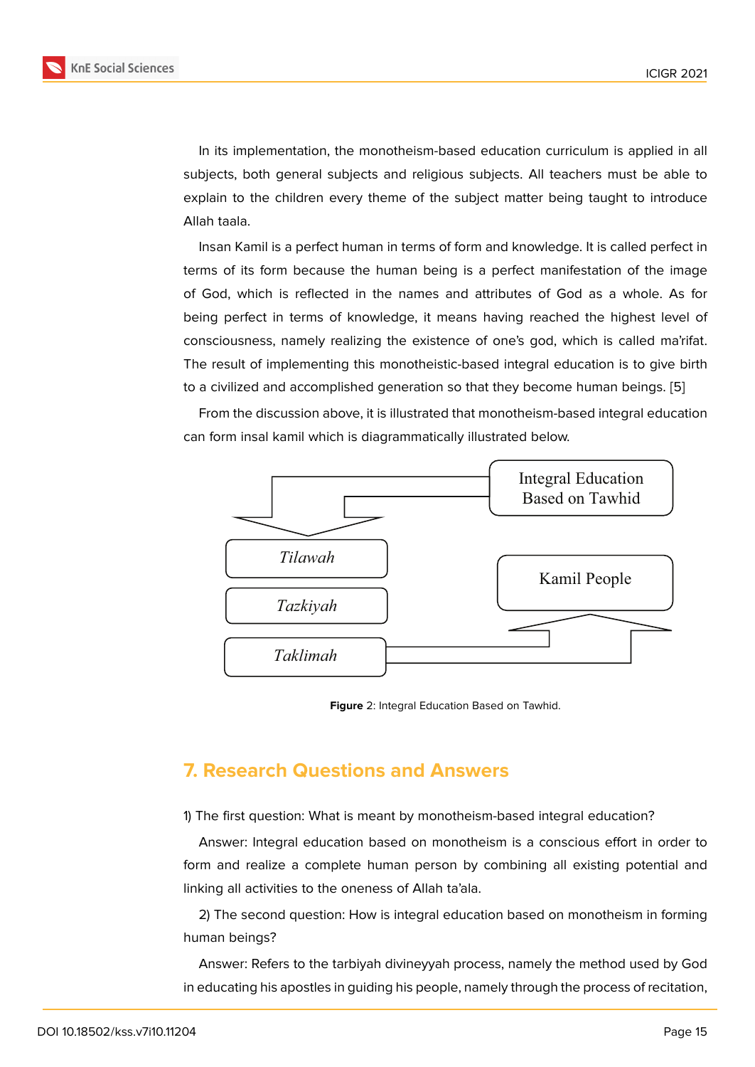In its implementation, the monotheism-based education curriculum is applied in all subjects, both general subjects and religious subjects. All teachers must be able to explain to the children every theme of the subject matter being taught to introduce Allah taala.

Insan Kamil is a perfect human in terms of form and knowledge. It is called perfect in terms of its form because the human being is a perfect manifestation of the image of God, which is reflected in the names and attributes of God as a whole. As for being perfect in terms of knowledge, it means having reached the highest level of consciousness, namely realizing the existence of one's god, which is called ma'rifat. The result of implementing this monotheistic-based integral education is to give birth to a civilized and accomplished generation so that they become human beings. [5]

From the discussion above, it is illustrated that monotheism-based integral education can form insal kamil which is diagrammatically illustrated below.

Integral Education Based on Tawhid

*Tilawah*

*Tazkiyah*

*Taklimah*

Kamil People

**Figure** 2: Integral Education Based on Tawhid.

## 7. Research Questions and Answers

1) The first question: What is meant by monotheism-based integral education?

Answer: Integral education based on monotheism is a conscious effort in order to form and realize a complete human person by combining all existing potential and linking all activities to the oneness of Allah ta'ala.

2) The second question: How is integral education based on monotheism in forming human beings?

Answer: Refers to the tarbiyah divineyyah process, namely the method used by God in educating his apostles in guiding his people, namely through the process of recitation,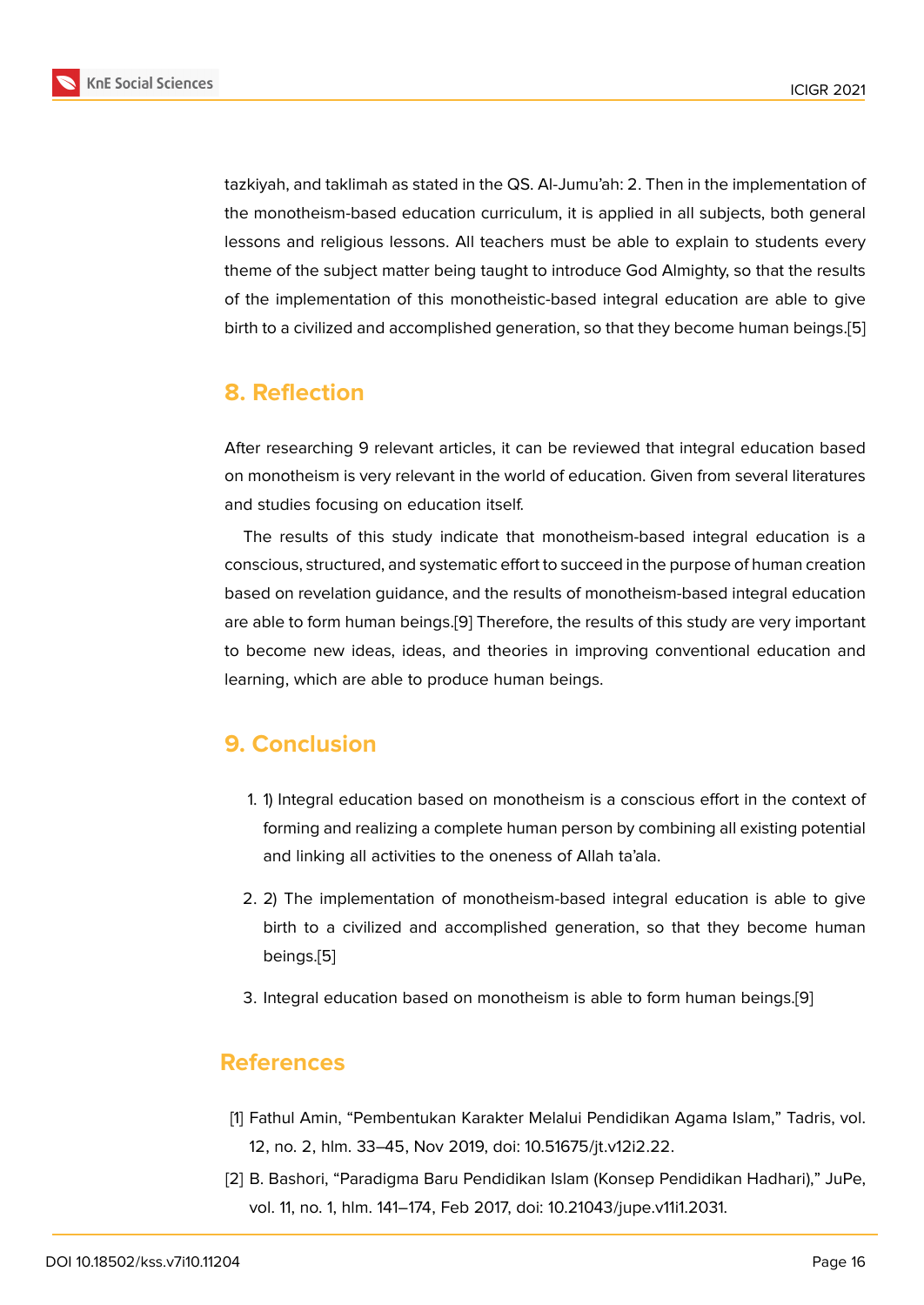tazkiyah, and taklimah as stated in the QS. Al-Jumu'ah: 2. Then in the implementation of the monotheism-based education curriculum, it is applied in all subjects, both general lessons and religious lessons. All teachers must be able to explain to students every theme of the subject matter being taught to introduce God Almighty, so that the results of the implementation of this monotheistic-based integral education are able to give birth to a civilized and accomplished generation, so that they become human beings.[5]

## 8. Reflection

After researching 9 relevant articles, it can be reviewed that integral education based on monotheism is very relevant in the world of education. Given from several literatures and studies focusing on education itself.

The results of this study indicate that monotheism-based integral education is a conscious, structured, and systematic effort to succeed in the purpose of human creation based on revelation guidance, and the results of monotheism-based integral education are able to form human beings.[9] Therefore, the results of this study are very important to become new ideas, ideas, and theories in improving conventional education and learning, which are able to produce human beings.

## 9. Conclusion

1. 1) Integral education based on monotheism is a conscious effort in the context of forming and realizing a complete human person by combining all existing potential and linking all activities to the oneness of Allah ta'ala.
2. 2) The implementation of monotheism-based integral education is able to give birth to a civilized and accomplished generation, so that they become human beings.[5]
3. Integral education based on monotheism is able to form human beings.[9]

## References

[1] Fathul Amin, "Pembentukan Karakter Melalui Pendidikan Agama Islam," Tadris, vol. 12, no. 2, hlm. 33–45, Nov 2019, doi: 10.51675/jt.v12i2.22.

[2] B. Bashori, "Paradigma Baru Pendidikan Islam (Konsep Pendidikan Hadhari)," JuPe, vol. 11, no. 1, hlm. 141–174, Feb 2017, doi: 10.21043/jupe.v11i1.2031.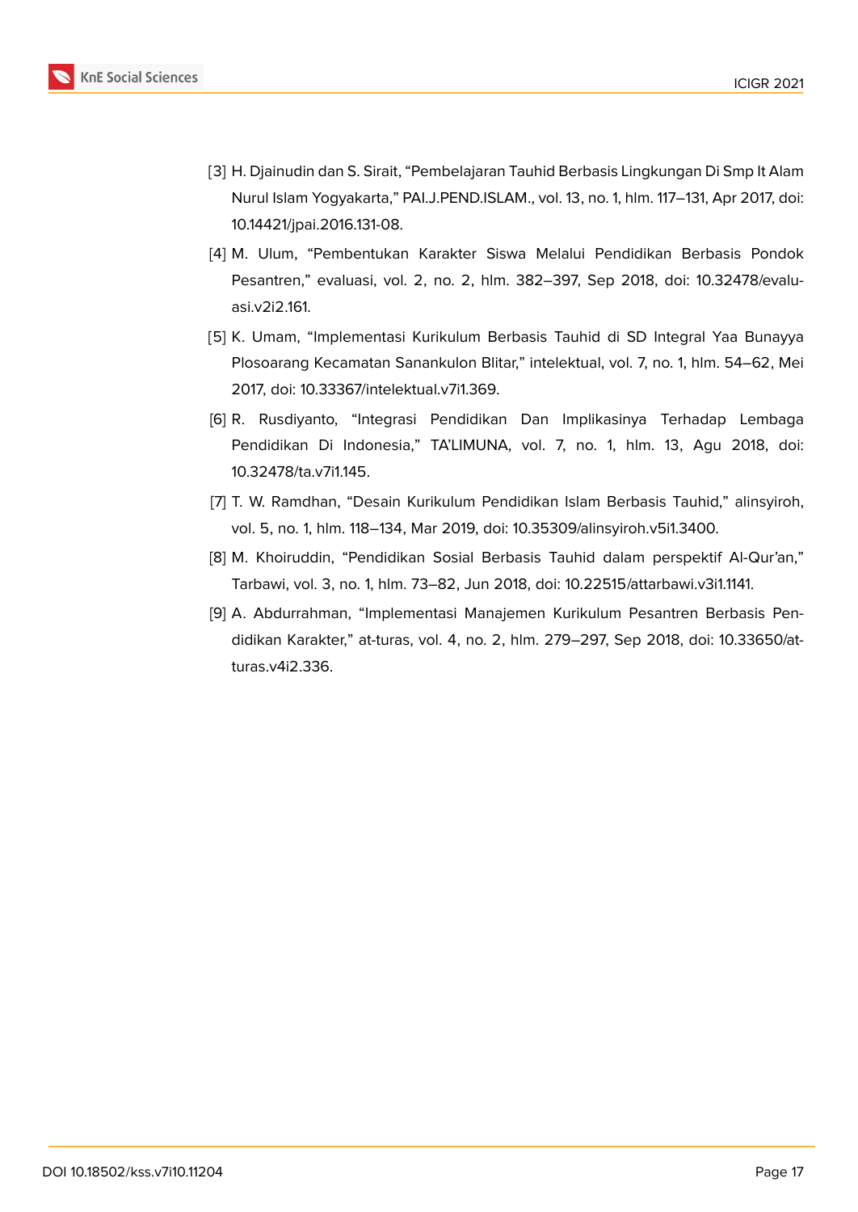[3] H. Djainudin dan S. Sirait, "Pembelajaran Tauhid Berbasis Lingkungan Di Smp It Alam Nurul Islam Yogyakarta," PAI.J.PEND.ISLAM., vol. 13, no. 1, hlm. 117–131, Apr 2017, doi: 10.14421/jpai.2016.131-08.

[4] M. Ulum, "Pembentukan Karakter Siswa Melalui Pendidikan Berbasis Pondok Pesantren," evaluasi, vol. 2, no. 2, hlm. 382–397, Sep 2018, doi: 10.32478/evaluasi.v2i2.161.

[5] K. Umam, "Implementasi Kurikulum Berbasis Tauhid di SD Integral Yaa Bunayya Plosoarang Kecamatan Sanankulon Blitar," intelektual, vol. 7, no. 1, hlm. 54–62, Mei 2017, doi: 10.33367/intelektual.v7i1.369.

[6] R. Rusdiyanto, "Integrasi Pendidikan Dan Implikasinya Terhadap Lembaga Pendidikan Di Indonesia," TA'LIMUNA, vol. 7, no. 1, hlm. 13, Agu 2018, doi: 10.32478/ta.v7i1.145.

[7] T. W. Ramdhan, "Desain Kurikulum Pendidikan Islam Berbasis Tauhid," alinsyiroh, vol. 5, no. 1, hlm. 118–134, Mar 2019, doi: 10.35309/alinsyiroh.v5i1.3400.

[8] M. Khoiruddin, "Pendidikan Sosial Berbasis Tauhid dalam perspektif Al-Qur'an," Tarbawi, vol. 3, no. 1, hlm. 73–82, Jun 2018, doi: 10.22515/attarbawi.v3i1.1141.

[9] A. Abdurrahman, "Implementasi Manajemen Kurikulum Pesantren Berbasis Pendidikan Karakter," at-turas, vol. 4, no. 2, hlm. 279–297, Sep 2018, doi: 10.33650/at-turas.v4i2.336.